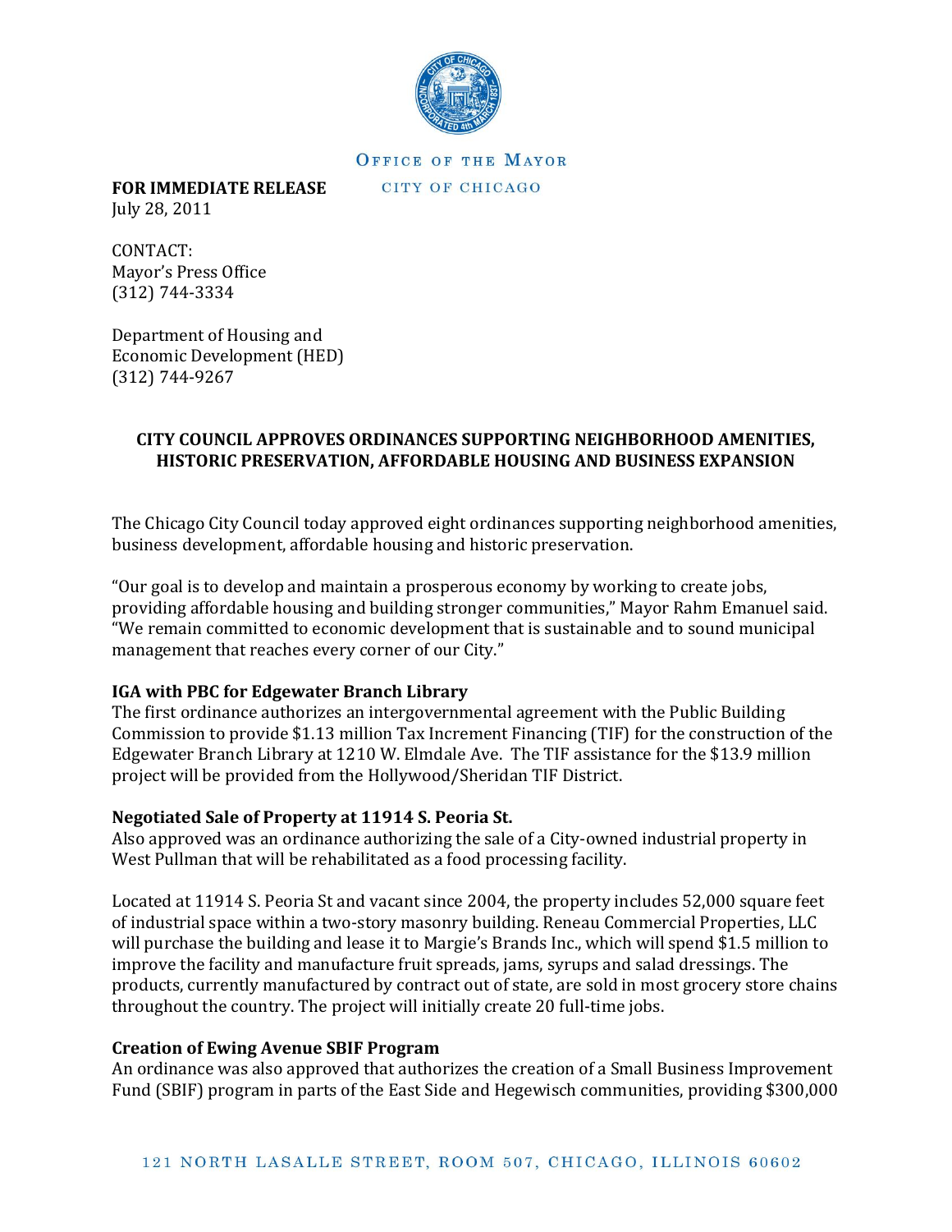OFFICE OF THE MAYOR

CITY OF CHICAGO

**FOR IMMEDIATE RELEASE**
July 28, 2011

CONTACT:
Mayor's Press Office
(312) 744-3334

Department of Housing and
Economic Development (HED)
(312) 744-9267

## CITY COUNCIL APPROVES ORDINANCES SUPPORTING NEIGHBORHOOD AMENITIES, HISTORIC PRESERVATION, AFFORDABLE HOUSING AND BUSINESS EXPANSION

The Chicago City Council today approved eight ordinances supporting neighborhood amenities, business development, affordable housing and historic preservation.

"Our goal is to develop and maintain a prosperous economy by working to create jobs, providing affordable housing and building stronger communities," Mayor Rahm Emanuel said. "We remain committed to economic development that is sustainable and to sound municipal management that reaches every corner of our City."

### IGA with PBC for Edgewater Branch Library

The first ordinance authorizes an intergovernmental agreement with the Public Building Commission to provide $1.13 million Tax Increment Financing (TIF) for the construction of the Edgewater Branch Library at 1210 W. Elmdale Ave. The TIF assistance for the $13.9 million project will be provided from the Hollywood/Sheridan TIF District.

### Negotiated Sale of Property at 11914 S. Peoria St.

Also approved was an ordinance authorizing the sale of a City-owned industrial property in West Pullman that will be rehabilitated as a food processing facility.

Located at 11914 S. Peoria St and vacant since 2004, the property includes 52,000 square feet of industrial space within a two-story masonry building. Reneau Commercial Properties, LLC will purchase the building and lease it to Margie's Brands Inc., which will spend $1.5 million to improve the facility and manufacture fruit spreads, jams, syrups and salad dressings. The products, currently manufactured by contract out of state, are sold in most grocery store chains throughout the country. The project will initially create 20 full-time jobs.

### Creation of Ewing Avenue SBIF Program

An ordinance was also approved that authorizes the creation of a Small Business Improvement Fund (SBIF) program in parts of the East Side and Hegewisch communities, providing $300,000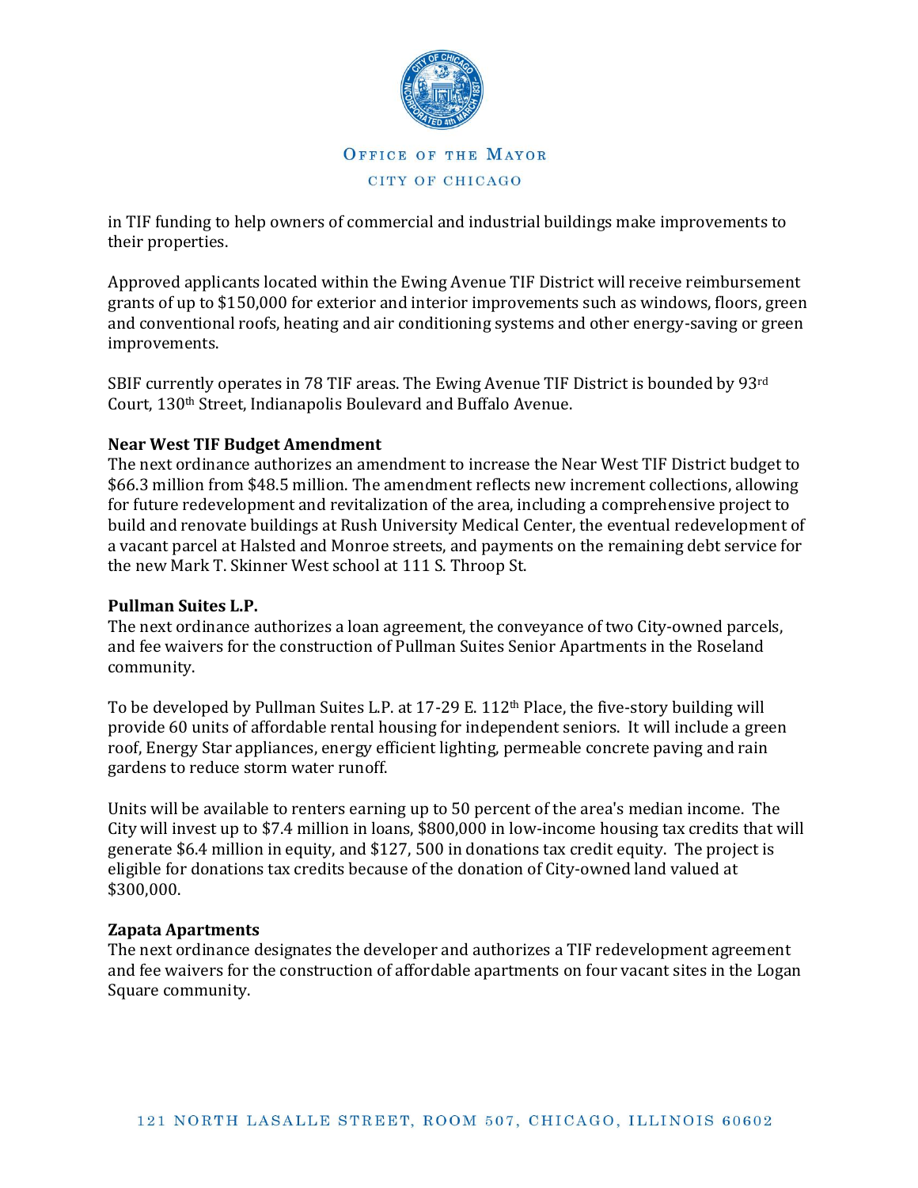in TIF funding to help owners of commercial and industrial buildings make improvements to their properties.

Approved applicants located within the Ewing Avenue TIF District will receive reimbursement grants of up to $150,000 for exterior and interior improvements such as windows, floors, green and conventional roofs, heating and air conditioning systems and other energy-saving or green improvements.

SBIF currently operates in 78 TIF areas. The Ewing Avenue TIF District is bounded by 93rd Court, 130th Street, Indianapolis Boulevard and Buffalo Avenue.

**Near West TIF Budget Amendment**
The next ordinance authorizes an amendment to increase the Near West TIF District budget to $66.3 million from $48.5 million. The amendment reflects new increment collections, allowing for future redevelopment and revitalization of the area, including a comprehensive project to build and renovate buildings at Rush University Medical Center, the eventual redevelopment of a vacant parcel at Halsted and Monroe streets, and payments on the remaining debt service for the new Mark T. Skinner West school at 111 S. Throop St.

**Pullman Suites L.P.**
The next ordinance authorizes a loan agreement, the conveyance of two City-owned parcels, and fee waivers for the construction of Pullman Suites Senior Apartments in the Roseland community.

To be developed by Pullman Suites L.P. at 17-29 E. 112th Place, the five-story building will provide 60 units of affordable rental housing for independent seniors. It will include a green roof, Energy Star appliances, energy efficient lighting, permeable concrete paving and rain gardens to reduce storm water runoff.

Units will be available to renters earning up to 50 percent of the area's median income. The City will invest up to $7.4 million in loans, $800,000 in low-income housing tax credits that will generate $6.4 million in equity, and $127, 500 in donations tax credit equity. The project is eligible for donations tax credits because of the donation of City-owned land valued at $300,000.

**Zapata Apartments**
The next ordinance designates the developer and authorizes a TIF redevelopment agreement and fee waivers for the construction of affordable apartments on four vacant sites in the Logan Square community.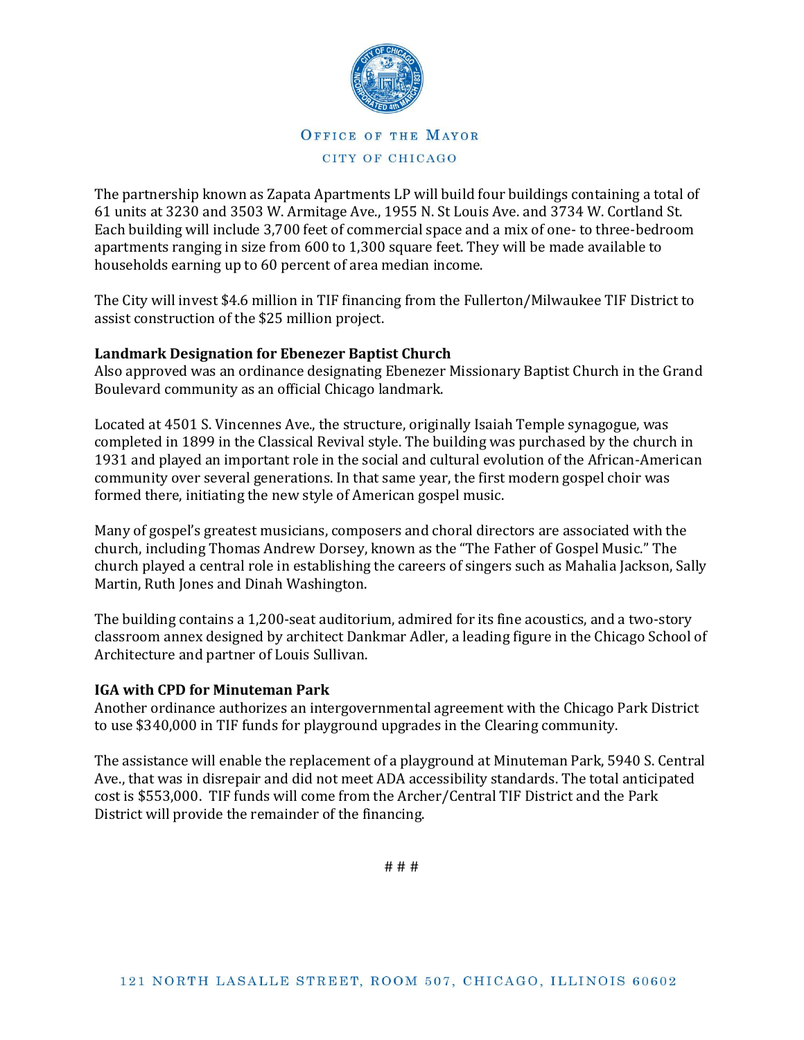The partnership known as Zapata Apartments LP will build four buildings containing a total of 61 units at 3230 and 3503 W. Armitage Ave., 1955 N. St Louis Ave. and 3734 W. Cortland St. Each building will include 3,700 feet of commercial space and a mix of one- to three-bedroom apartments ranging in size from 600 to 1,300 square feet. They will be made available to households earning up to 60 percent of area median income.

The City will invest $4.6 million in TIF financing from the Fullerton/Milwaukee TIF District to assist construction of the $25 million project.

**Landmark Designation for Ebenezer Baptist Church**

Also approved was an ordinance designating Ebenezer Missionary Baptist Church in the Grand Boulevard community as an official Chicago landmark.

Located at 4501 S. Vincennes Ave., the structure, originally Isaiah Temple synagogue, was completed in 1899 in the Classical Revival style. The building was purchased by the church in 1931 and played an important role in the social and cultural evolution of the African-American community over several generations. In that same year, the first modern gospel choir was formed there, initiating the new style of American gospel music.

Many of gospel's greatest musicians, composers and choral directors are associated with the church, including Thomas Andrew Dorsey, known as the "The Father of Gospel Music." The church played a central role in establishing the careers of singers such as Mahalia Jackson, Sally Martin, Ruth Jones and Dinah Washington.

The building contains a 1,200-seat auditorium, admired for its fine acoustics, and a two-story classroom annex designed by architect Dankmar Adler, a leading figure in the Chicago School of Architecture and partner of Louis Sullivan.

**IGA with CPD for Minuteman Park**

Another ordinance authorizes an intergovernmental agreement with the Chicago Park District to use $340,000 in TIF funds for playground upgrades in the Clearing community.

The assistance will enable the replacement of a playground at Minuteman Park, 5940 S. Central Ave., that was in disrepair and did not meet ADA accessibility standards. The total anticipated cost is $553,000. TIF funds will come from the Archer/Central TIF District and the Park District will provide the remainder of the financing.

# # #